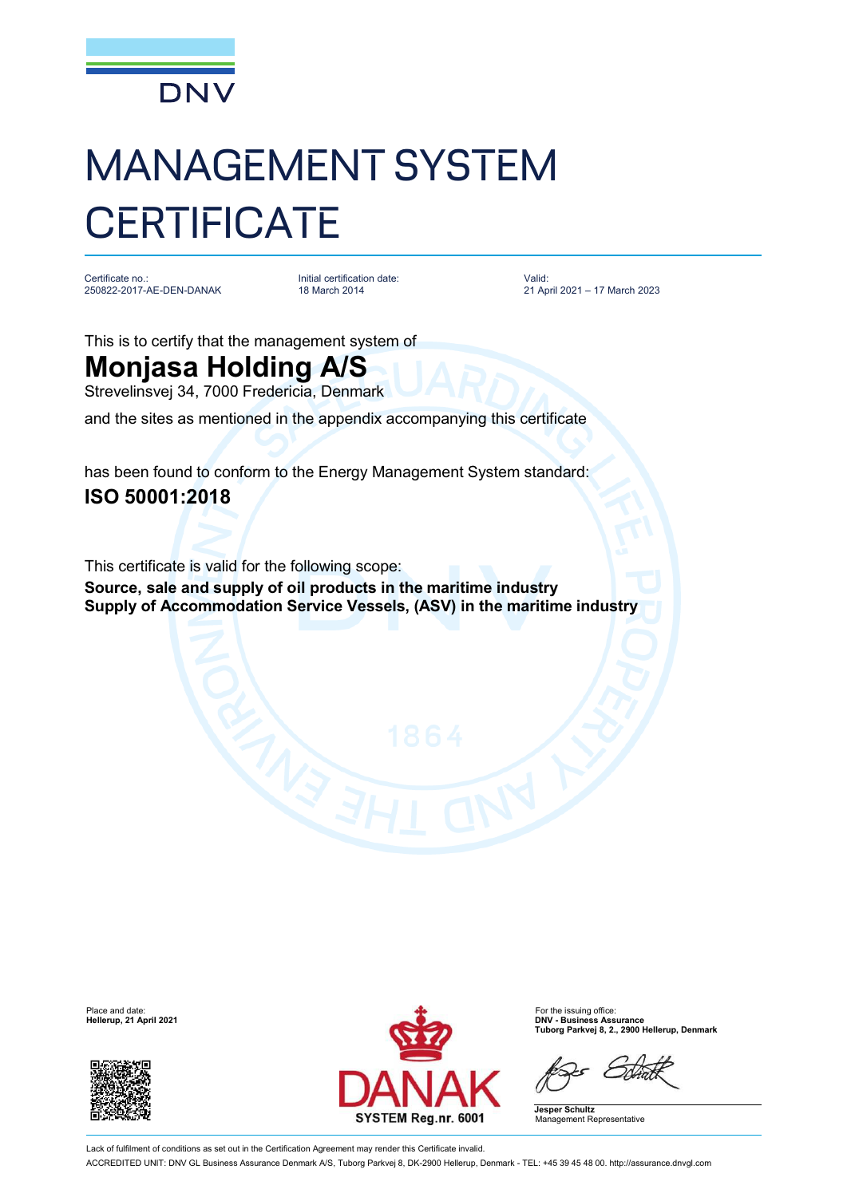DNV

# MANAGEMENT SYSTEM CERTIFICATE

| Certificate no.: | Initial certification date: | Valid: |
| --- | --- | --- |
| 250822-2017-AE-DEN-DANAK | 18 March 2014 | 21 April 2021 – 17 March 2023 |

This is to certify that the management system of

## Monjasa Holding A/S

Strevelinsvej 34, 7000 Fredericia, Denmark

and the sites as mentioned in the appendix accompanying this certificate

has been found to conform to the Energy Management System standard:

## ISO 50001:2018

This certificate is valid for the following scope:

**Source, sale and supply of oil products in the maritime industry**
**Supply of Accommodation Service Vessels, (ASV) in the maritime industry**

Place and date:
**Hellerup, 21 April 2021**

DANAK
SYSTEM Reg.nr. 6001

For the issuing office:
**DNV - Business Assurance**
**Tuborg Parkvej 8, 2., 2900 Hellerup, Denmark**

**Jesper Schultz**
Management Representative

Lack of fulfilment of conditions as set out in the Certification Agreement may render this Certificate invalid.

ACCREDITED UNIT: DNV GL Business Assurance Denmark A/S, Tuborg Parkvej 8, DK-2900 Hellerup, Denmark - TEL: +45 39 45 48 00. http://assurance.dnvgl.com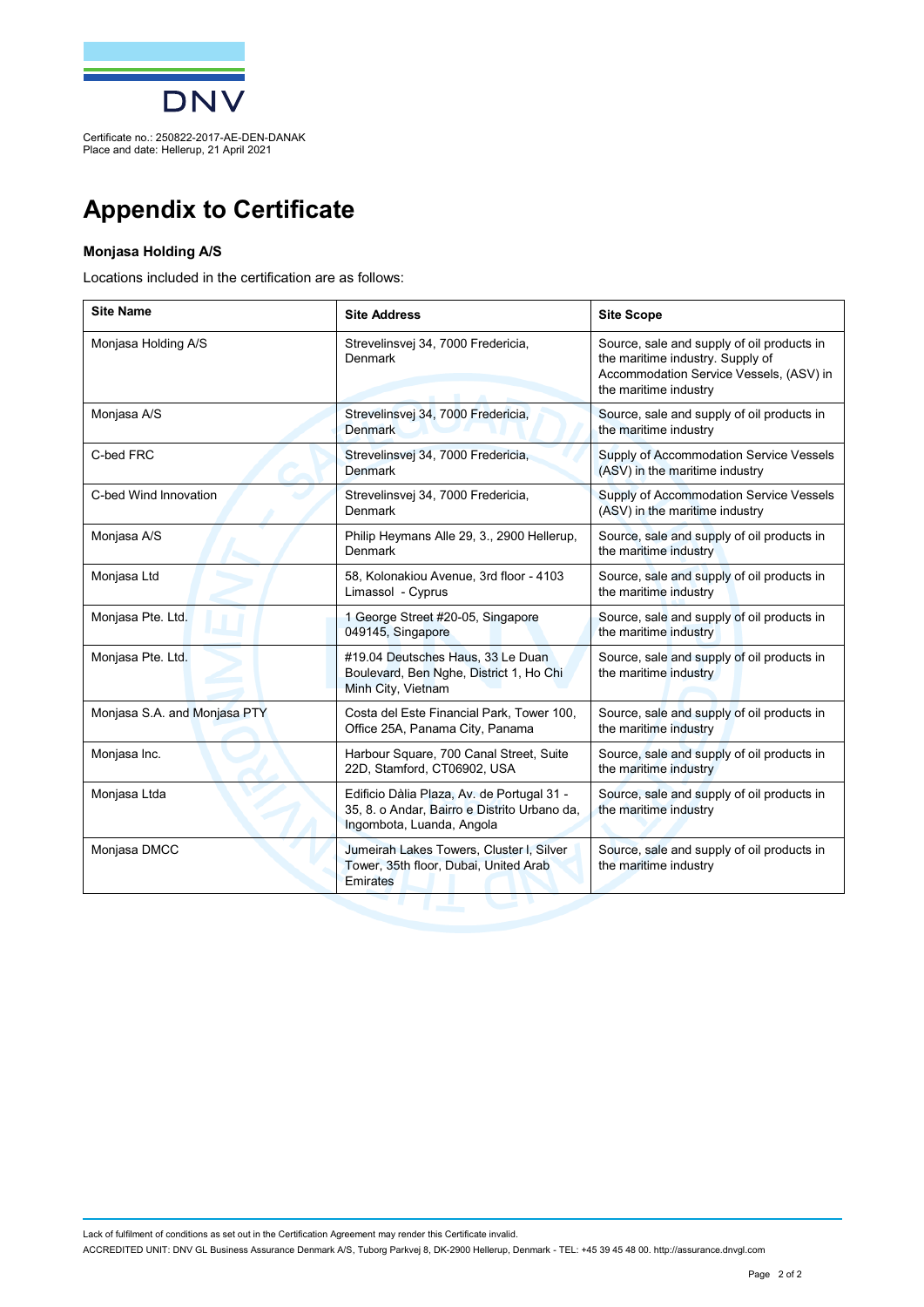Certificate no.: 250822-2017-AE-DEN-DANAK
Place and date: Hellerup, 21 April 2021

# Appendix to Certificate

**Monjasa Holding A/S**

Locations included in the certification are as follows:

| Site Name | Site Address | Site Scope |
|---|---|---|
| Monjasa Holding A/S | Strevelinsvej 34, 7000 Fredericia, Denmark | Source, sale and supply of oil products in the maritime industry. Supply of Accommodation Service Vessels, (ASV) in the maritime industry |
| Monjasa A/S | Strevelinsvej 34, 7000 Fredericia, Denmark | Source, sale and supply of oil products in the maritime industry |
| C-bed FRC | Strevelinsvej 34, 7000 Fredericia, Denmark | Supply of Accommodation Service Vessels (ASV) in the maritime industry |
| C-bed Wind Innovation | Strevelinsvej 34, 7000 Fredericia, Denmark | Supply of Accommodation Service Vessels (ASV) in the maritime industry |
| Monjasa A/S | Philip Heymans Alle 29, 3., 2900 Hellerup, Denmark | Source, sale and supply of oil products in the maritime industry |
| Monjasa Ltd | 58, Kolonakiou Avenue, 3rd floor - 4103 Limassol - Cyprus | Source, sale and supply of oil products in the maritime industry |
| Monjasa Pte. Ltd. | 1 George Street #20-05, Singapore 049145, Singapore | Source, sale and supply of oil products in the maritime industry |
| Monjasa Pte. Ltd. | #19.04 Deutsches Haus, 33 Le Duan Boulevard, Ben Nghe, District 1, Ho Chi Minh City, Vietnam | Source, sale and supply of oil products in the maritime industry |
| Monjasa S.A. and Monjasa PTY | Costa del Este Financial Park, Tower 100, Office 25A, Panama City, Panama | Source, sale and supply of oil products in the maritime industry |
| Monjasa Inc. | Harbour Square, 700 Canal Street, Suite 22D, Stamford, CT06902, USA | Source, sale and supply of oil products in the maritime industry |
| Monjasa Ltda | Edificio Dàlia Plaza, Av. de Portugal 31 - 35, 8. o Andar, Bairro e Distrito Urbano da, Ingombota, Luanda, Angola | Source, sale and supply of oil products in the maritime industry |
| Monjasa DMCC | Jumeirah Lakes Towers, Cluster I, Silver Tower, 35th floor, Dubai, United Arab Emirates | Source, sale and supply of oil products in the maritime industry |

Lack of fulfilment of conditions as set out in the Certification Agreement may render this Certificate invalid.

ACCREDITED UNIT: DNV GL Business Assurance Denmark A/S, Tuborg Parkvej 8, DK-2900 Hellerup, Denmark - TEL: +45 39 45 48 00. http://assurance.dnvgl.com